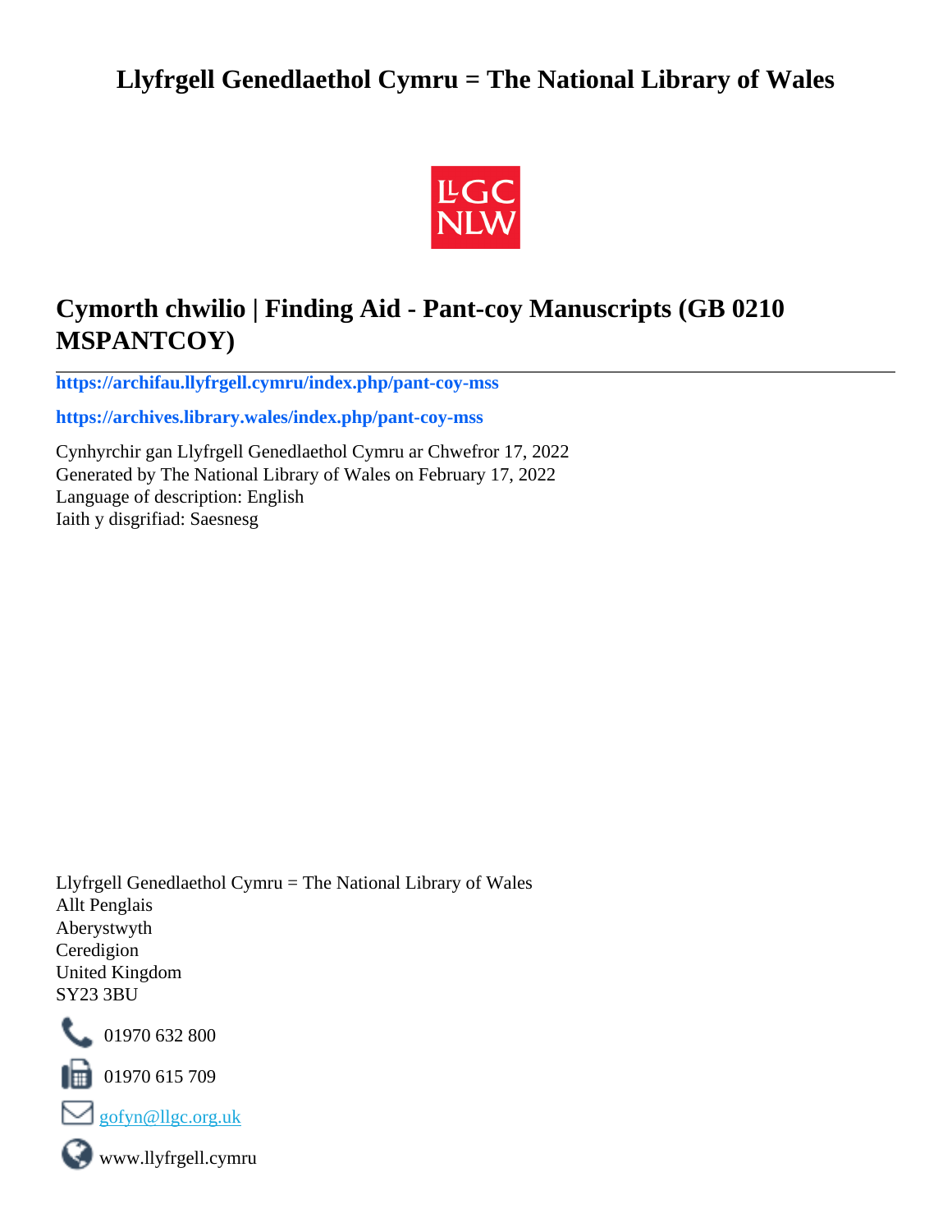# Llyfrgell Genedlaethol Cymru = The National Library of Wales

## Cymorth chwilio | Finding Aid - Pant-coy Manuscripts (GB 0210 MSPANTCOY)

**https://archifau.llyfrgell.cymru/index.php/pant-coy-mss**

**https://archives.library.wales/index.php/pant-coy-mss**

Cynhyrchir gan Llyfrgell Genedlaethol Cymru ar Chwefror 17, 2022
Generated by The National Library of Wales on February 17, 2022
Language of description: English
Iaith y disgrifiad: Saesnesg

Llyfrgell Genedlaethol Cymru = The National Library of Wales
Allt Penglais
Aberystwyth
Ceredigion
United Kingdom
SY23 3BU

01970 632 800

01970 615 709

gofyn@llgc.org.uk

www.llyfrgell.cymru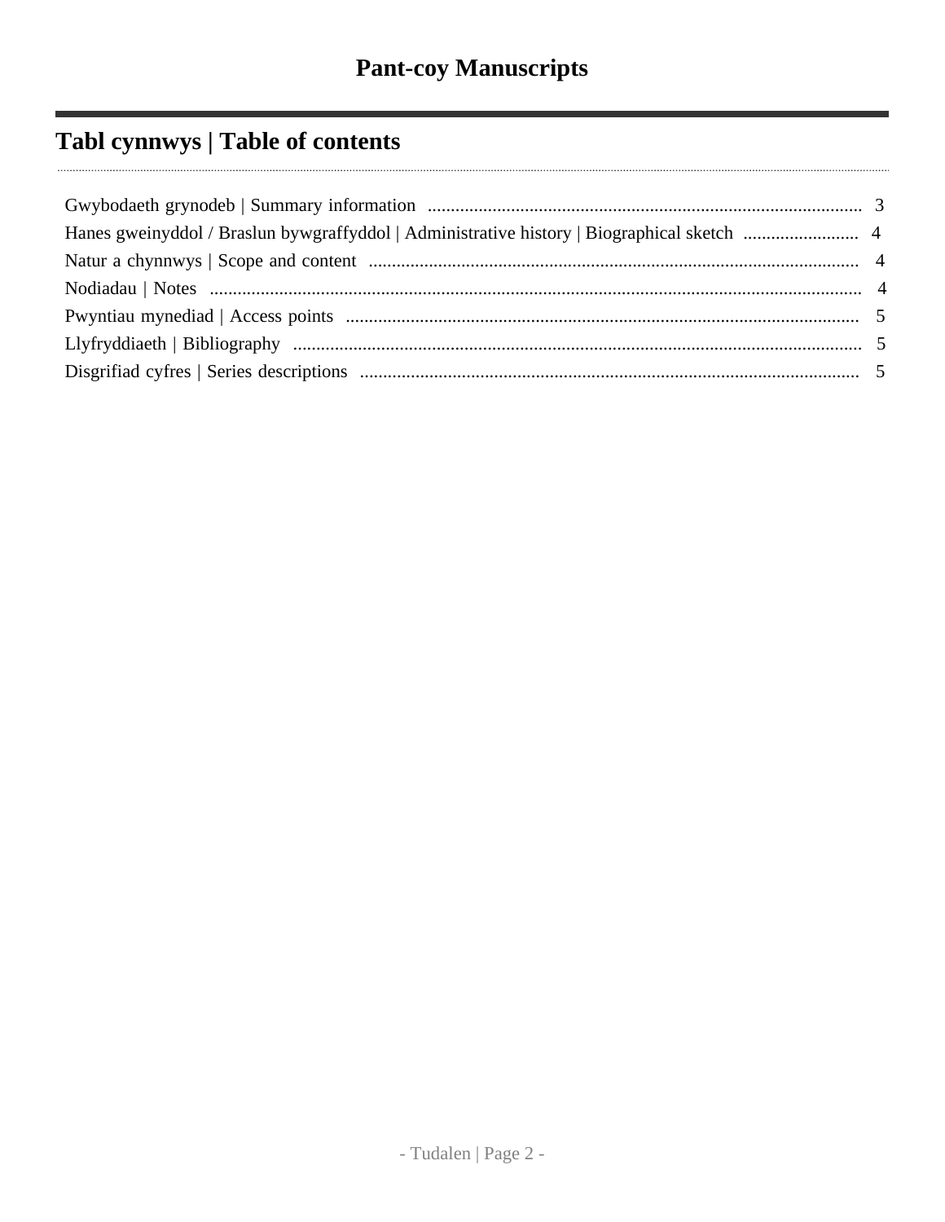# Pant-coy Manuscripts

## Tabl cynnwys | Table of contents

- Gwybodaeth grynodeb | Summary information ..... 3
- Hanes gweinyddol / Braslun bywgraffyddol | Administrative history | Biographical sketch ..... 4
- Natur a chynnwys | Scope and content ..... 4
- Nodiadau | Notes ..... 4
- Pwyntiau mynediad | Access points ..... 5
- Llyfryddiaeth | Bibliography ..... 5
- Disgrifiad cyfres | Series descriptions ..... 5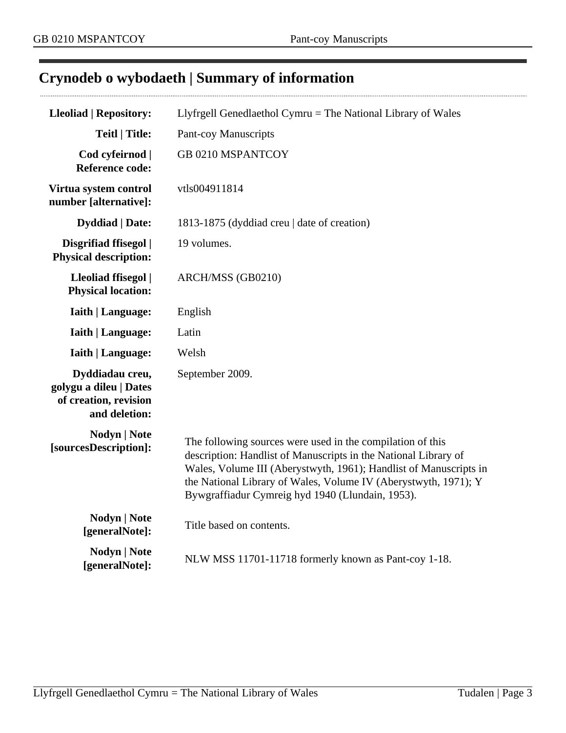## Crynodeb o wybodaeth | Summary of information

| | |
|---|---|
| **Lleoliad \| Repository:** | Llyfrgell Genedlaethol Cymru = The National Library of Wales |
| **Teitl \| Title:** | Pant-coy Manuscripts |
| **Cod cyfeirnod \| Reference code:** | GB 0210 MSPANTCOY |
| **Virtua system control number [alternative]:** | vtls004911814 |
| **Dyddiad \| Date:** | 1813-1875 (dyddiad creu \| date of creation) |
| **Disgrifiad ffisegol \| Physical description:** | 19 volumes. |
| **Lleoliad ffisegol \| Physical location:** | ARCH/MSS (GB0210) |
| **Iaith \| Language:** | English |
| **Iaith \| Language:** | Latin |
| **Iaith \| Language:** | Welsh |
| **Dyddiadau creu, golygu a dileu \| Dates of creation, revision and deletion:** | September 2009. |
| **Nodyn \| Note [sourcesDescription]:** | The following sources were used in the compilation of this description: Handlist of Manuscripts in the National Library of Wales, Volume III (Aberystwyth, 1961); Handlist of Manuscripts in the National Library of Wales, Volume IV (Aberystwyth, 1971); Y Bywgraffiadur Cymreig hyd 1940 (Llundain, 1953). |
| **Nodyn \| Note [generalNote]:** | Title based on contents. |
| **Nodyn \| Note [generalNote]:** | NLW MSS 11701-11718 formerly known as Pant-coy 1-18. |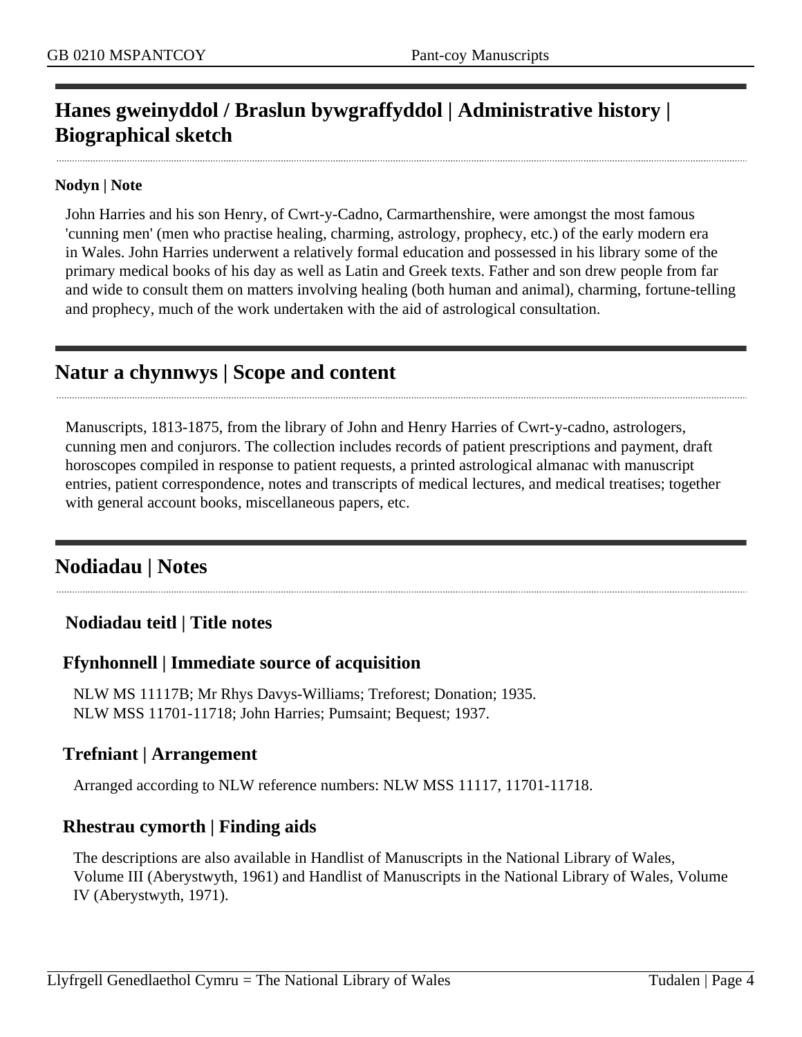## Hanes gweinyddol / Braslun bywgraffyddol | Administrative history | Biographical sketch

**Nodyn | Note**

John Harries and his son Henry, of Cwrt-y-Cadno, Carmarthenshire, were amongst the most famous 'cunning men' (men who practise healing, charming, astrology, prophecy, etc.) of the early modern era in Wales. John Harries underwent a relatively formal education and possessed in his library some of the primary medical books of his day as well as Latin and Greek texts. Father and son drew people from far and wide to consult them on matters involving healing (both human and animal), charming, fortune-telling and prophecy, much of the work undertaken with the aid of astrological consultation.

## Natur a chynnwys | Scope and content

Manuscripts, 1813-1875, from the library of John and Henry Harries of Cwrt-y-cadno, astrologers, cunning men and conjurors. The collection includes records of patient prescriptions and payment, draft horoscopes compiled in response to patient requests, a printed astrological almanac with manuscript entries, patient correspondence, notes and transcripts of medical lectures, and medical treatises; together with general account books, miscellaneous papers, etc.

## Nodiadau | Notes

### Nodiadau teitl | Title notes

### Ffynhonnell | Immediate source of acquisition

NLW MS 11117B; Mr Rhys Davys-Williams; Treforest; Donation; 1935.
NLW MSS 11701-11718; John Harries; Pumsaint; Bequest; 1937.

### Trefniant | Arrangement

Arranged according to NLW reference numbers: NLW MSS 11117, 11701-11718.

### Rhestrau cymorth | Finding aids

The descriptions are also available in Handlist of Manuscripts in the National Library of Wales, Volume III (Aberystwyth, 1961) and Handlist of Manuscripts in the National Library of Wales, Volume IV (Aberystwyth, 1971).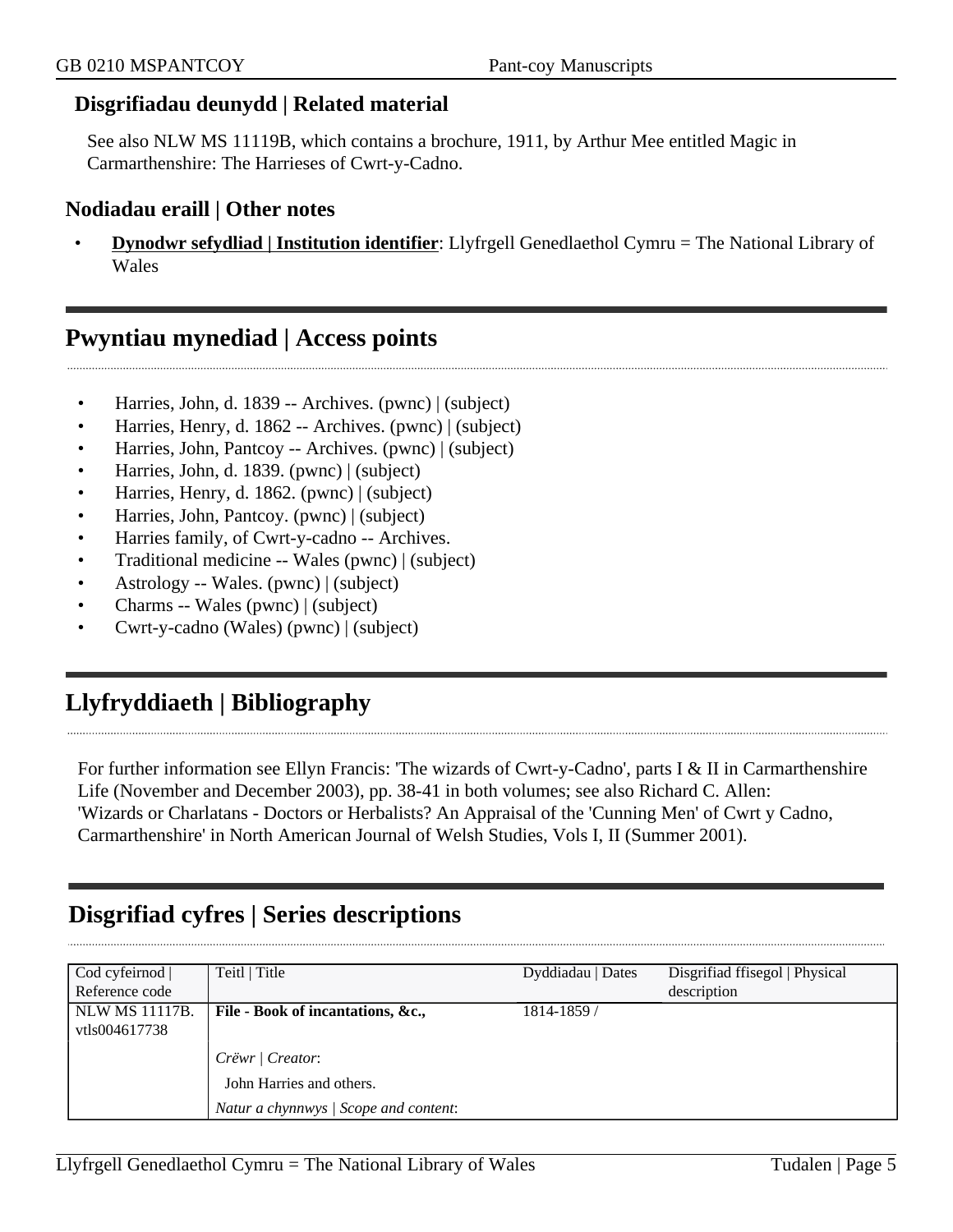### Disgrifiadau deunydd | Related material

See also NLW MS 11119B, which contains a brochure, 1911, by Arthur Mee entitled Magic in Carmarthenshire: The Harrieses of Cwrt-y-Cadno.

### Nodiadau eraill | Other notes

- **Dynodwr sefydliad | Institution identifier**: Llyfrgell Genedlaethol Cymru = The National Library of Wales

## Pwyntiau mynediad | Access points

- Harries, John, d. 1839 -- Archives. (pwnc) | (subject)
- Harries, Henry, d. 1862 -- Archives. (pwnc) | (subject)
- Harries, John, Pantcoy -- Archives. (pwnc) | (subject)
- Harries, John, d. 1839. (pwnc) | (subject)
- Harries, Henry, d. 1862. (pwnc) | (subject)
- Harries, John, Pantcoy. (pwnc) | (subject)
- Harries family, of Cwrt-y-cadno -- Archives.
- Traditional medicine -- Wales (pwnc) | (subject)
- Astrology -- Wales. (pwnc) | (subject)
- Charms -- Wales (pwnc) | (subject)
- Cwrt-y-cadno (Wales) (pwnc) | (subject)

## Llyfryddiaeth | Bibliography

For further information see Ellyn Francis: 'The wizards of Cwrt-y-Cadno', parts I & II in Carmarthenshire Life (November and December 2003), pp. 38-41 in both volumes; see also Richard C. Allen: 'Wizards or Charlatans - Doctors or Herbalists? An Appraisal of the 'Cunning Men' of Cwrt y Cadno, Carmarthenshire' in North American Journal of Welsh Studies, Vols I, II (Summer 2001).

## Disgrifiad cyfres | Series descriptions

| Cod cyfeirnod \| Reference code | Teitl \| Title | Dyddiadau \| Dates | Disgrifiad ffisegol \| Physical description |
|---|---|---|---|
| NLW MS 11117B. vtls004617738 | **File - Book of incantations, &c.,** | 1814-1859 / | |
| | *Crëwr \| Creator*: John Harries and others. | | |
| | *Natur a chynnwys \| Scope and content*: | | |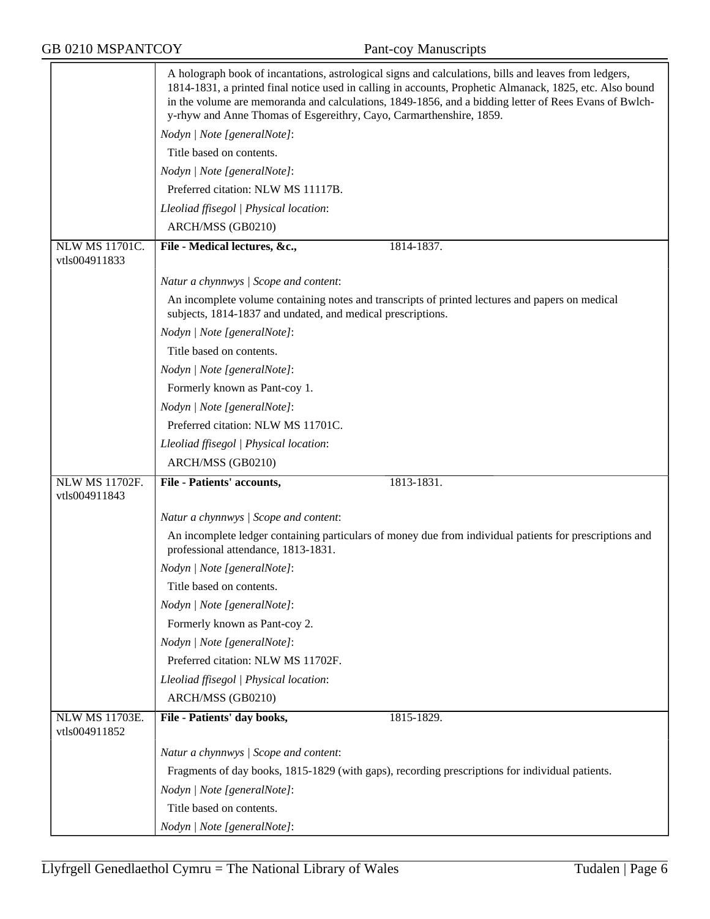| | |
|---|---|
| | A holograph book of incantations, astrological signs and calculations, bills and leaves from ledgers, 1814-1831, a printed final notice used in calling in accounts, Prophetic Almanack, 1825, etc. Also bound in the volume are memoranda and calculations, 1849-1856, and a bidding letter of Rees Evans of Bwlch-y-rhyw and Anne Thomas of Esgereithry, Cayo, Carmarthenshire, 1859.<br>*Nodyn \| Note [generalNote]*:<br>Title based on contents.<br>*Nodyn \| Note [generalNote]*:<br>Preferred citation: NLW MS 11117B.<br>*Lleoliad ffisegol \| Physical location*:<br>ARCH/MSS (GB0210) |
| NLW MS 11701C.<br>vtls004911833 | **File - Medical lectures, &c.,** 1814-1837.<br>*Natur a chynnwys \| Scope and content*:<br>An incomplete volume containing notes and transcripts of printed lectures and papers on medical subjects, 1814-1837 and undated, and medical prescriptions.<br>*Nodyn \| Note [generalNote]*:<br>Title based on contents.<br>*Nodyn \| Note [generalNote]*:<br>Formerly known as Pant-coy 1.<br>*Nodyn \| Note [generalNote]*:<br>Preferred citation: NLW MS 11701C.<br>*Lleoliad ffisegol \| Physical location*:<br>ARCH/MSS (GB0210) |
| NLW MS 11702F.<br>vtls004911843 | **File - Patients' accounts,** 1813-1831.<br>*Natur a chynnwys \| Scope and content*:<br>An incomplete ledger containing particulars of money due from individual patients for prescriptions and professional attendance, 1813-1831.<br>*Nodyn \| Note [generalNote]*:<br>Title based on contents.<br>*Nodyn \| Note [generalNote]*:<br>Formerly known as Pant-coy 2.<br>*Nodyn \| Note [generalNote]*:<br>Preferred citation: NLW MS 11702F.<br>*Lleoliad ffisegol \| Physical location*:<br>ARCH/MSS (GB0210) |
| NLW MS 11703E.<br>vtls004911852 | **File - Patients' day books,** 1815-1829.<br>*Natur a chynnwys \| Scope and content*:<br>Fragments of day books, 1815-1829 (with gaps), recording prescriptions for individual patients.<br>*Nodyn \| Note [generalNote]*:<br>Title based on contents.<br>*Nodyn \| Note [generalNote]*: |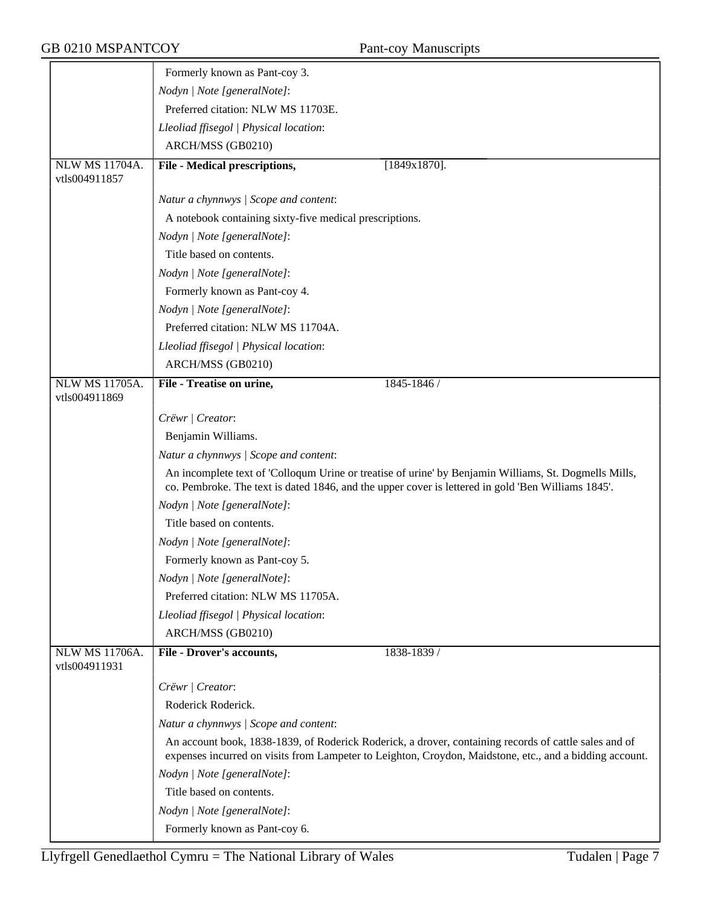| | |
|---|---|
| | Formerly known as Pant-coy 3. |
| | *Nodyn \| Note [generalNote]*: |
| | Preferred citation: NLW MS 11703E. |
| | *Lleoliad ffisegol \| Physical location*: |
| | ARCH/MSS (GB0210) |
| NLW MS 11704A. vtls004911857 | **File - Medical prescriptions,** [1849x1870]. |
| | *Natur a chynnwys \| Scope and content*: |
| | A notebook containing sixty-five medical prescriptions. |
| | *Nodyn \| Note [generalNote]*: |
| | Title based on contents. |
| | *Nodyn \| Note [generalNote]*: |
| | Formerly known as Pant-coy 4. |
| | *Nodyn \| Note [generalNote]*: |
| | Preferred citation: NLW MS 11704A. |
| | *Lleoliad ffisegol \| Physical location*: |
| | ARCH/MSS (GB0210) |
| NLW MS 11705A. vtls004911869 | **File - Treatise on urine,** 1845-1846 / |
| | *Crëwr \| Creator*: |
| | Benjamin Williams. |
| | *Natur a chynnwys \| Scope and content*: |
| | An incomplete text of 'Colloqum Urine or treatise of urine' by Benjamin Williams, St. Dogmells Mills, co. Pembroke. The text is dated 1846, and the upper cover is lettered in gold 'Ben Williams 1845'. |
| | *Nodyn \| Note [generalNote]*: |
| | Title based on contents. |
| | *Nodyn \| Note [generalNote]*: |
| | Formerly known as Pant-coy 5. |
| | *Nodyn \| Note [generalNote]*: |
| | Preferred citation: NLW MS 11705A. |
| | *Lleoliad ffisegol \| Physical location*: |
| | ARCH/MSS (GB0210) |
| NLW MS 11706A. vtls004911931 | **File - Drover's accounts,** 1838-1839 / |
| | *Crëwr \| Creator*: |
| | Roderick Roderick. |
| | *Natur a chynnwys \| Scope and content*: |
| | An account book, 1838-1839, of Roderick Roderick, a drover, containing records of cattle sales and of expenses incurred on visits from Lampeter to Leighton, Croydon, Maidstone, etc., and a bidding account. |
| | *Nodyn \| Note [generalNote]*: |
| | Title based on contents. |
| | *Nodyn \| Note [generalNote]*: |
| | Formerly known as Pant-coy 6. |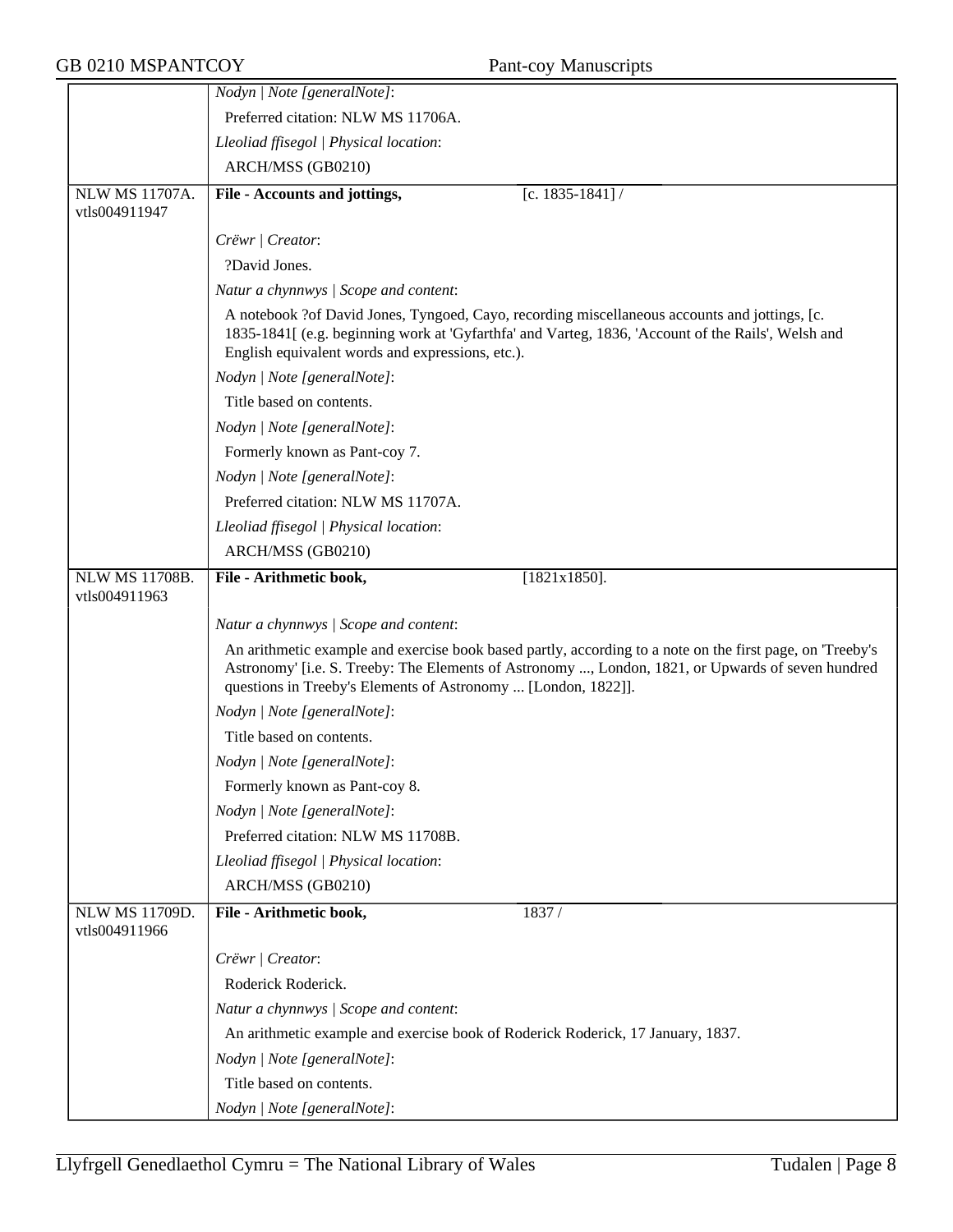| | |
|---|---|
| | *Nodyn \| Note [generalNote]*: |
| | Preferred citation: NLW MS 11706A. |
| | *Lleoliad ffisegol \| Physical location*: |
| | ARCH/MSS (GB0210) |
| NLW MS 11707A. vtls004911947 | **File - Accounts and jottings,** [c. 1835-1841] / |
| | *Crëwr \| Creator*: |
| | ?David Jones. |
| | *Natur a chynnwys \| Scope and content*: |
| | A notebook ?of David Jones, Tyngoed, Cayo, recording miscellaneous accounts and jottings, [c. 1835-1841[ (e.g. beginning work at 'Gyfarthfa' and Varteg, 1836, 'Account of the Rails', Welsh and English equivalent words and expressions, etc.). |
| | *Nodyn \| Note [generalNote]*: |
| | Title based on contents. |
| | *Nodyn \| Note [generalNote]*: |
| | Formerly known as Pant-coy 7. |
| | *Nodyn \| Note [generalNote]*: |
| | Preferred citation: NLW MS 11707A. |
| | *Lleoliad ffisegol \| Physical location*: |
| | ARCH/MSS (GB0210) |
| NLW MS 11708B. vtls004911963 | **File - Arithmetic book,** [1821x1850]. |
| | *Natur a chynnwys \| Scope and content*: |
| | An arithmetic example and exercise book based partly, according to a note on the first page, on 'Treeby's Astronomy' [i.e. S. Treeby: The Elements of Astronomy ..., London, 1821, or Upwards of seven hundred questions in Treeby's Elements of Astronomy ... [London, 1822]]. |
| | *Nodyn \| Note [generalNote]*: |
| | Title based on contents. |
| | *Nodyn \| Note [generalNote]*: |
| | Formerly known as Pant-coy 8. |
| | *Nodyn \| Note [generalNote]*: |
| | Preferred citation: NLW MS 11708B. |
| | *Lleoliad ffisegol \| Physical location*: |
| | ARCH/MSS (GB0210) |
| NLW MS 11709D. vtls004911966 | **File - Arithmetic book,** 1837 / |
| | *Crëwr \| Creator*: |
| | Roderick Roderick. |
| | *Natur a chynnwys \| Scope and content*: |
| | An arithmetic example and exercise book of Roderick Roderick, 17 January, 1837. |
| | *Nodyn \| Note [generalNote]*: |
| | Title based on contents. |
| | *Nodyn \| Note [generalNote]*: |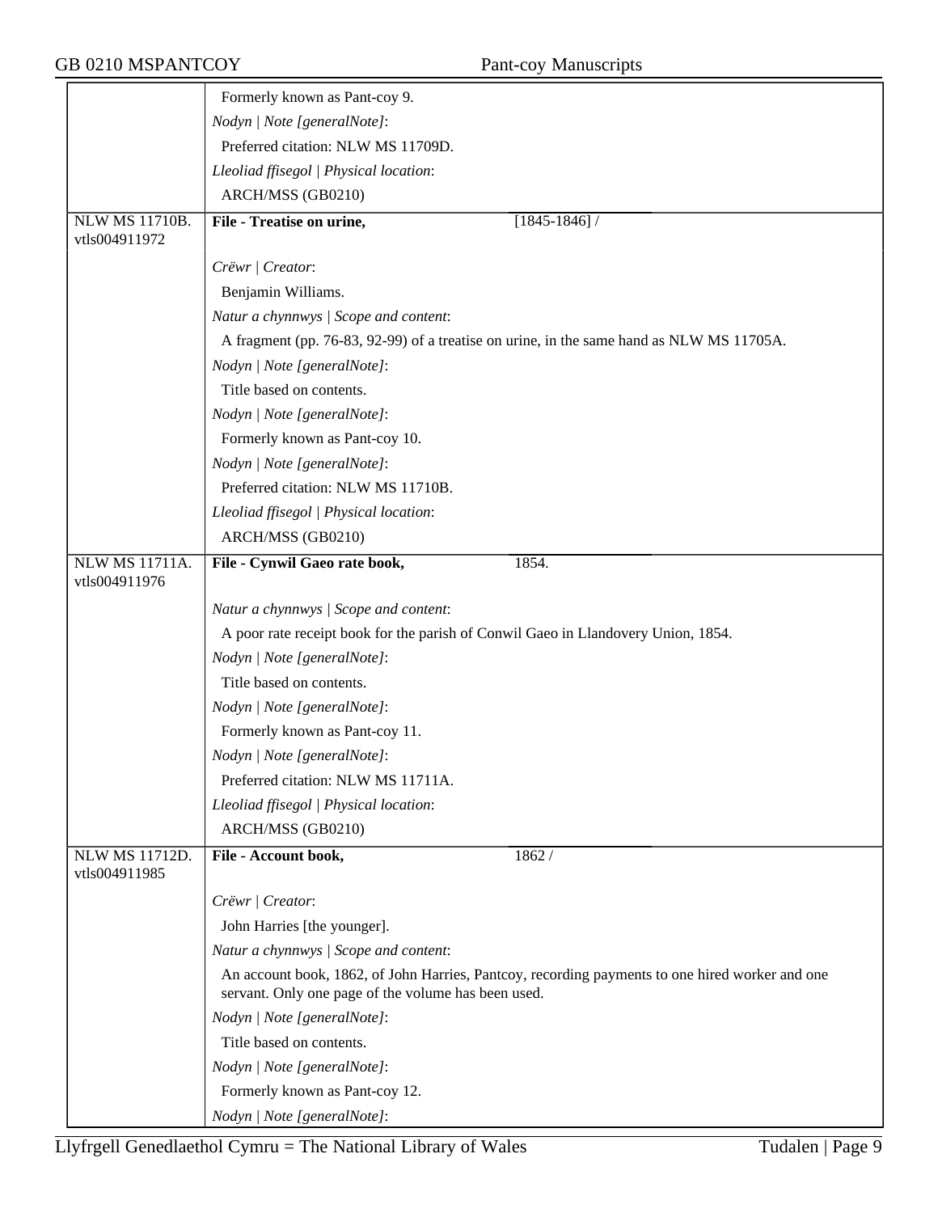| | |
|---|---|
| | Formerly known as Pant-coy 9. |
| | *Nodyn \| Note [generalNote]*: |
| | Preferred citation: NLW MS 11709D. |
| | *Lleoliad ffisegol \| Physical location*: |
| | ARCH/MSS (GB0210) |
| NLW MS 11710B. vtls004911972 | **File - Treatise on urine,** [1845-1846] / |
| | *Crëwr \| Creator*: |
| | Benjamin Williams. |
| | *Natur a chynnwys \| Scope and content*: |
| | A fragment (pp. 76-83, 92-99) of a treatise on urine, in the same hand as NLW MS 11705A. |
| | *Nodyn \| Note [generalNote]*: |
| | Title based on contents. |
| | *Nodyn \| Note [generalNote]*: |
| | Formerly known as Pant-coy 10. |
| | *Nodyn \| Note [generalNote]*: |
| | Preferred citation: NLW MS 11710B. |
| | *Lleoliad ffisegol \| Physical location*: |
| | ARCH/MSS (GB0210) |
| NLW MS 11711A. vtls004911976 | **File - Cynwil Gaeo rate book,** 1854. |
| | *Natur a chynnwys \| Scope and content*: |
| | A poor rate receipt book for the parish of Conwil Gaeo in Llandovery Union, 1854. |
| | *Nodyn \| Note [generalNote]*: |
| | Title based on contents. |
| | *Nodyn \| Note [generalNote]*: |
| | Formerly known as Pant-coy 11. |
| | *Nodyn \| Note [generalNote]*: |
| | Preferred citation: NLW MS 11711A. |
| | *Lleoliad ffisegol \| Physical location*: |
| | ARCH/MSS (GB0210) |
| NLW MS 11712D. vtls004911985 | **File - Account book,** 1862 / |
| | *Crëwr \| Creator*: |
| | John Harries [the younger]. |
| | *Natur a chynnwys \| Scope and content*: |
| | An account book, 1862, of John Harries, Pantcoy, recording payments to one hired worker and one servant. Only one page of the volume has been used. |
| | *Nodyn \| Note [generalNote]*: |
| | Title based on contents. |
| | *Nodyn \| Note [generalNote]*: |
| | Formerly known as Pant-coy 12. |
| | *Nodyn \| Note [generalNote]*: |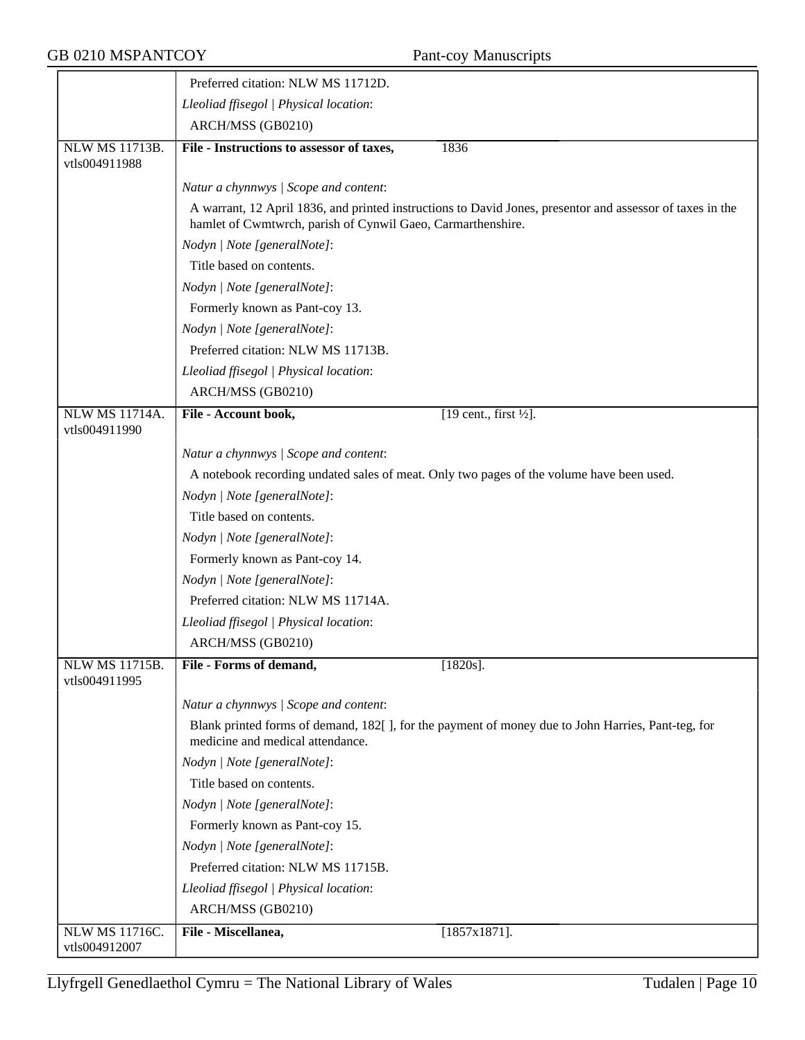| | |
|---|---|
| | Preferred citation: NLW MS 11712D. |
| | *Lleoliad ffisegol \| Physical location*: |
| | ARCH/MSS (GB0210) |
| NLW MS 11713B. vtls004911988 | **File - Instructions to assessor of taxes,** 1836 |
| | *Natur a chynnwys \| Scope and content*: |
| | A warrant, 12 April 1836, and printed instructions to David Jones, presentor and assessor of taxes in the hamlet of Cwmtwrch, parish of Cynwil Gaeo, Carmarthenshire. |
| | *Nodyn \| Note [generalNote]*: |
| | Title based on contents. |
| | *Nodyn \| Note [generalNote]*: |
| | Formerly known as Pant-coy 13. |
| | *Nodyn \| Note [generalNote]*: |
| | Preferred citation: NLW MS 11713B. |
| | *Lleoliad ffisegol \| Physical location*: |
| | ARCH/MSS (GB0210) |
| NLW MS 11714A. vtls004911990 | **File - Account book,** [19 cent., first ½]. |
| | *Natur a chynnwys \| Scope and content*: |
| | A notebook recording undated sales of meat. Only two pages of the volume have been used. |
| | *Nodyn \| Note [generalNote]*: |
| | Title based on contents. |
| | *Nodyn \| Note [generalNote]*: |
| | Formerly known as Pant-coy 14. |
| | *Nodyn \| Note [generalNote]*: |
| | Preferred citation: NLW MS 11714A. |
| | *Lleoliad ffisegol \| Physical location*: |
| | ARCH/MSS (GB0210) |
| NLW MS 11715B. vtls004911995 | **File - Forms of demand,** [1820s]. |
| | *Natur a chynnwys \| Scope and content*: |
| | Blank printed forms of demand, 182[ ], for the payment of money due to John Harries, Pant-teg, for medicine and medical attendance. |
| | *Nodyn \| Note [generalNote]*: |
| | Title based on contents. |
| | *Nodyn \| Note [generalNote]*: |
| | Formerly known as Pant-coy 15. |
| | *Nodyn \| Note [generalNote]*: |
| | Preferred citation: NLW MS 11715B. |
| | *Lleoliad ffisegol \| Physical location*: |
| | ARCH/MSS (GB0210) |
| NLW MS 11716C. vtls004912007 | **File - Miscellanea,** [1857x1871]. |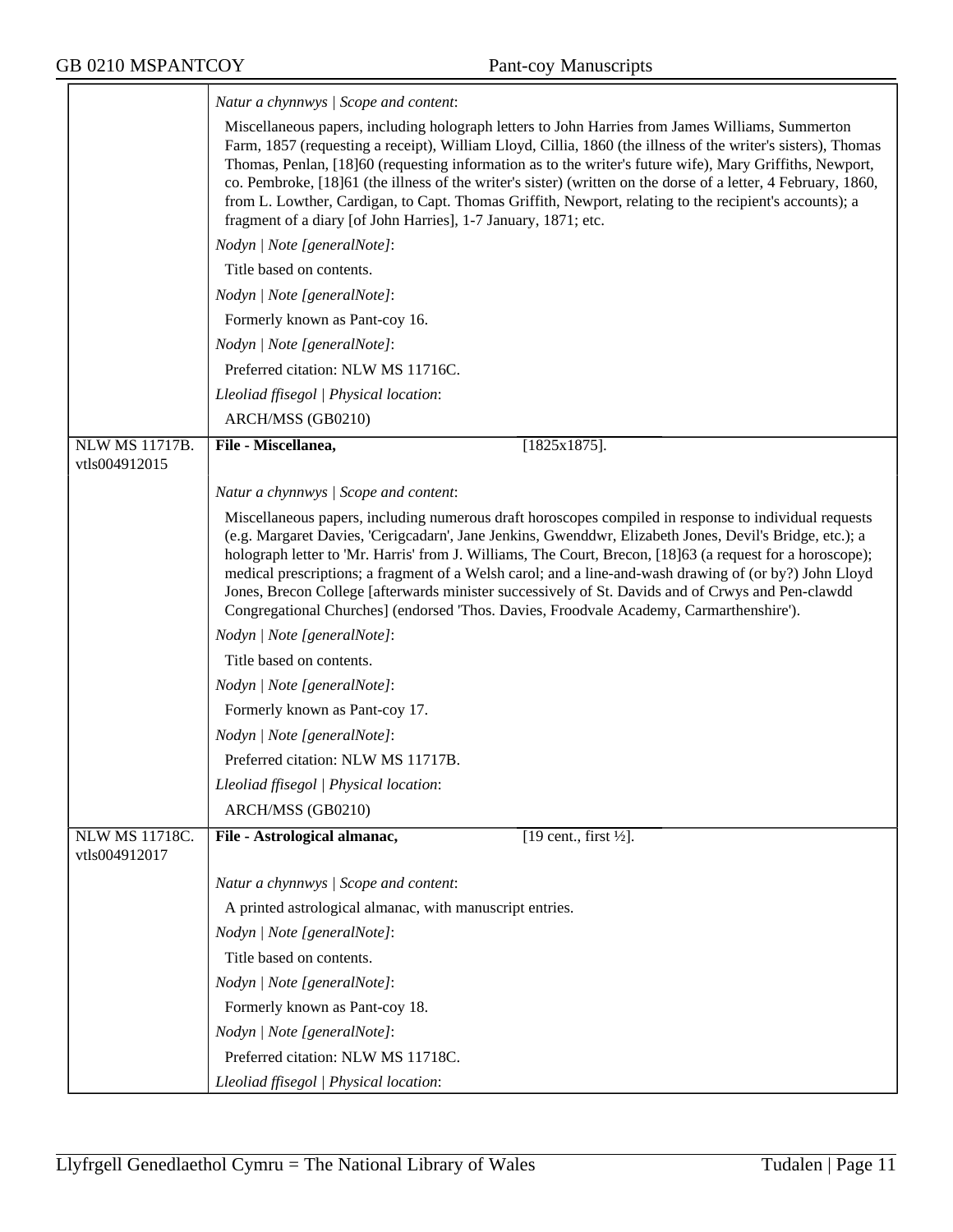*Natur a chynnwys | Scope and content*:

Miscellaneous papers, including holograph letters to John Harries from James Williams, Summerton Farm, 1857 (requesting a receipt), William Lloyd, Cillia, 1860 (the illness of the writer's sisters), Thomas Thomas, Penlan, [18]60 (requesting information as to the writer's future wife), Mary Griffiths, Newport, co. Pembroke, [18]61 (the illness of the writer's sister) (written on the dorse of a letter, 4 February, 1860, from L. Lowther, Cardigan, to Capt. Thomas Griffith, Newport, relating to the recipient's accounts); a fragment of a diary [of John Harries], 1-7 January, 1871; etc.

*Nodyn | Note [generalNote]*:

Title based on contents.

*Nodyn | Note [generalNote]*:

Formerly known as Pant-coy 16.

*Nodyn | Note [generalNote]*:

Preferred citation: NLW MS 11716C.

*Lleoliad ffisegol | Physical location*:

ARCH/MSS (GB0210)

---

NLW MS 11717B.
vtls004912015

**File - Miscellanea,** [1825x1875].

*Natur a chynnwys | Scope and content*:

Miscellaneous papers, including numerous draft horoscopes compiled in response to individual requests (e.g. Margaret Davies, 'Cerigcadarn', Jane Jenkins, Gwenddwr, Elizabeth Jones, Devil's Bridge, etc.); a holograph letter to 'Mr. Harris' from J. Williams, The Court, Brecon, [18]63 (a request for a horoscope); medical prescriptions; a fragment of a Welsh carol; and a line-and-wash drawing of (or by?) John Lloyd Jones, Brecon College [afterwards minister successively of St. Davids and of Crwys and Pen-clawdd Congregational Churches] (endorsed 'Thos. Davies, Froodvale Academy, Carmarthenshire').

*Nodyn | Note [generalNote]*:

Title based on contents.

*Nodyn | Note [generalNote]*:

Formerly known as Pant-coy 17.

*Nodyn | Note [generalNote]*:

Preferred citation: NLW MS 11717B.

*Lleoliad ffisegol | Physical location*:

ARCH/MSS (GB0210)

---

NLW MS 11718C.
vtls004912017

**File - Astrological almanac,** [19 cent., first ½].

*Natur a chynnwys | Scope and content*:

A printed astrological almanac, with manuscript entries.

*Nodyn | Note [generalNote]*:

Title based on contents.

*Nodyn | Note [generalNote]*:

Formerly known as Pant-coy 18.

*Nodyn | Note [generalNote]*:

Preferred citation: NLW MS 11718C.

*Lleoliad ffisegol | Physical location*: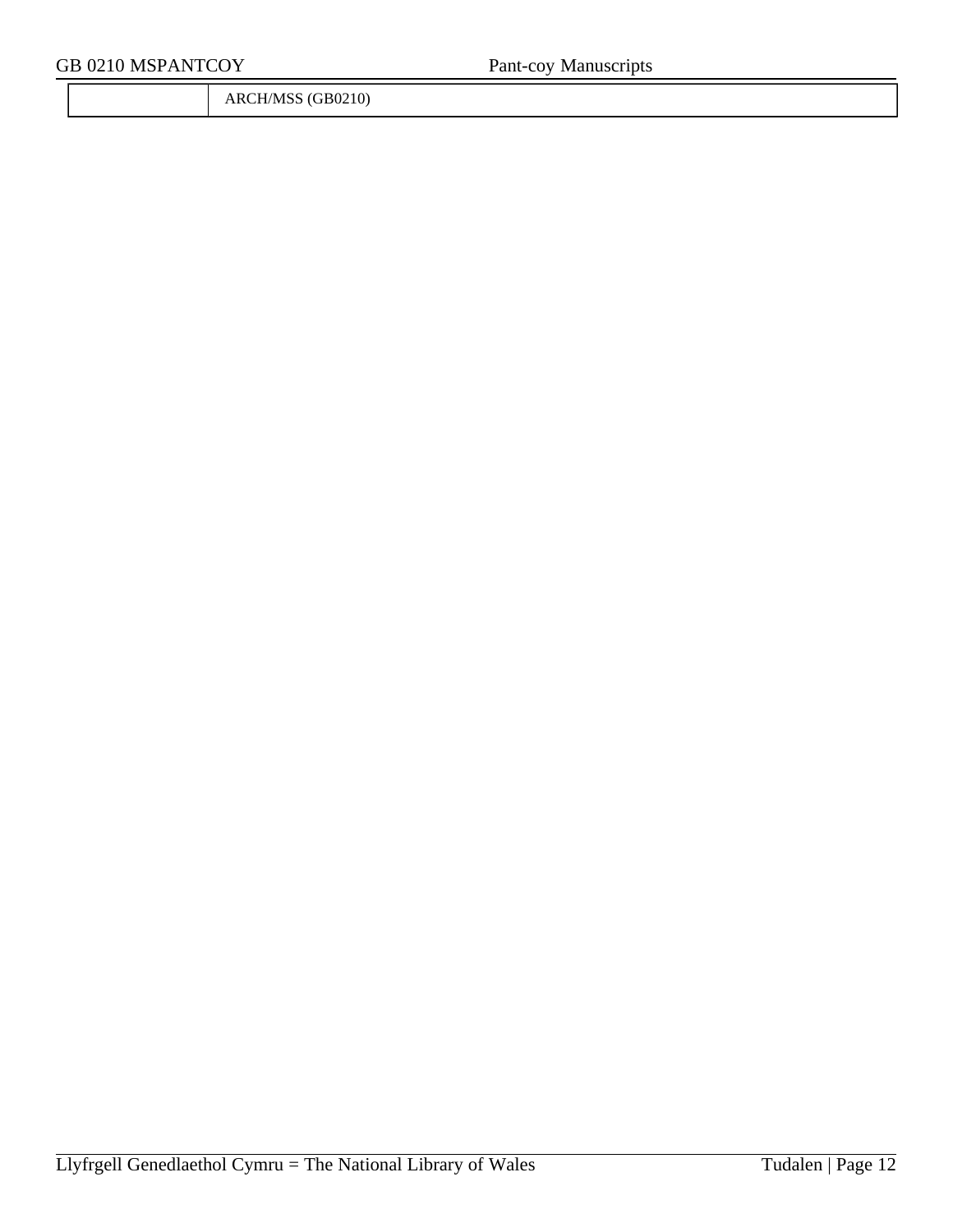| | |
|---|---|
| | ARCH/MSS (GB0210) |